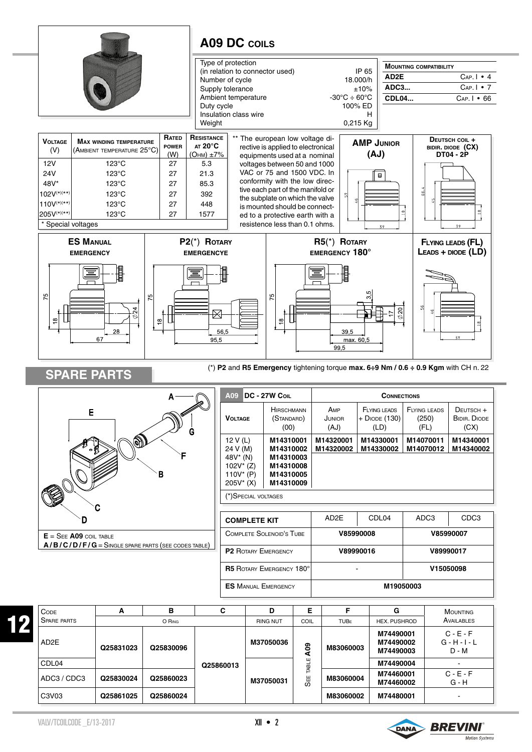# A09 DC COILS

| | |
|---|---|
| Type of protection (in relation to connector used) | IP 65 |
| Number of cycle | 18.000/h |
| Supply tolerance | ±10% |
| Ambient temperature | -30°C ÷ 60°C |
| Duty cycle | 100% ED |
| Insulation class wire | H |
| Weight | 0,215 Kg |

| MOUNTING COMPATIBILITY | |
|---|---|
| AD2E | CAP. I • 4 |
| ADC3... | CAP. I • 7 |
| CDL04... | CAP. I • 66 |

| VOLTAGE (V) | MAX WINDING TEMPERATURE (AMBIENT TEMPERATURE 25°C) | RATED POWER (W) | RESISTANCE AT 20°C (OHM) ±7% |
|---|---|---|---|
| 12V | 123°C | 27 | 5.3 |
| 24V | 123°C | 27 | 21.3 |
| 48V* | 123°C | 27 | 85.3 |
| 102V(*)(**) | 123°C | 27 | 392 |
| 110V(*)(**) | 123°C | 27 | 448 |
| 205V(*)(**) | 123°C | 27 | 1577 |

\* Special voltages

** The european low voltage directive is applied to electronical equipments used at a nominal voltages between 50 and 1000 VAC or 75 and 1500 VDC. In conformity with the low directive each part of the manifold or the subplate on which the valve is mounted should be connected to a protective earth with a resistence less than 0.1 ohms.

**AMP JUNIOR (AJ)**

**DEUTSCH COIL + BIDIR. DIODE (CX) DT04 - 2P**

**ES MANUAL EMERGENCY**

**P2(*) ROTARY EMERGENCYE**

**R5(*) ROTARY EMERGENCY 180°**

**FLYING LEADS (FL) LEADS + DIODE (LD)**

(*) **P2** and **R5 Emergency** tightening torque **max. 6÷9 Nm / 0.6 ÷ 0.9 Kgm** with CH n. 22

## SPARE PARTS

**E** = SEE **A09** COIL TABLE
**A / B / C / D / F / G** = SINGLE SPARE PARTS (SEE CODES TABLE)

| A09 DC - 27W COIL | CONNECTIONS | | | | |
|---|---|---|---|---|---|
| VOLTAGE | HIRSCHMANN (STANDARD) (00) | AMP JUNIOR (AJ) | FLYING LEADS + DIODE (130) (LD) | FLYING LEADS (250) (FL) | DEUTSCH + BIDIR. DIODE (CX) |
| 12 V (L) | **M14310001** | **M14320001** | **M14330001** | **M14070011** | **M14340001** |
| 24 V (M) | **M14310002** | **M14320002** | **M14330002** | **M14070012** | **M14340002** |
| 48V* (N) | **M14310003** | | | | |
| 102V* (Z) | **M14310008** | | | | |
| 110V* (P) | **M14310005** | | | | |
| 205V* (X) | **M14310009** | | | | |

(*)SPECIAL VOLTAGES

| COMPLETE KIT | AD2E | CDL04 | ADC3 | CDC3 |
|---|---|---|---|---|
| COMPLETE SOLENOID'S TUBE | **V85990008** | | **V85990007** | |
| **P2** ROTARY EMERGENCY | **V89990016** | | **V89990017** | |
| **R5** ROTARY EMERGENCY 180° | - | | **V15050098** | |
| **ES** MANUAL EMERGENCY | **M19050003** | | | |

| CODE SPARE PARTS | A | B | C | D | E | F | G | MOUNTING AVAILABLES |
|---|---|---|---|---|---|---|---|---|
| | O RING | | | RING NUT | COIL | TUBE | HEX. PUSHROD | |
| AD2E | **Q25831023** | **Q25830096** | **Q25860013** | **M37050036** | SEE TABLE **A09** | **M83060003** | **M74490001** **M74490002** **M74490003** | C - E - F G - H - I - L D - M |
| CDL04 | | | | | | | **M74490004** | - |
| ADC3 / CDC3 | **Q25830024** | **Q25860023** | | **M37050031** | | **M83060004** | **M74460001** **M74460002** | C - E - F G - H |
| C3V03 | **Q25861025** | **Q25860024** | | | | **M83060002** | **M74480001** | - |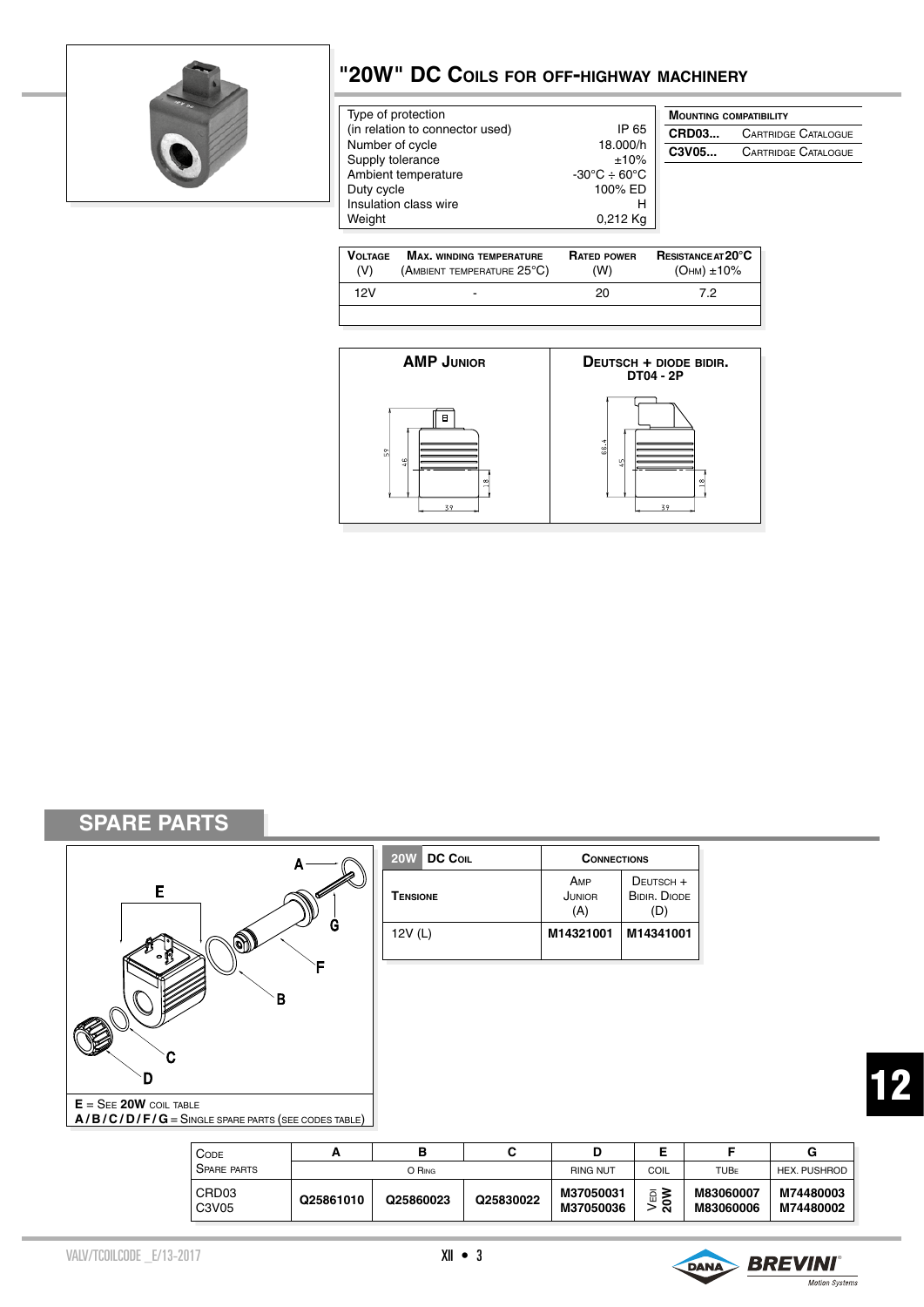## "20W" DC Coils for off-highway machinery

| | |
|---|---|
| Type of protection (in relation to connector used) | IP 65 |
| Number of cycle | 18.000/h |
| Supply tolerance | ±10% |
| Ambient temperature | -30°C ÷ 60°C |
| Duty cycle | 100% ED |
| Insulation class wire | H |
| Weight | 0,212 Kg |

| Mounting compatibility | |
|---|---|
| **CRD03...** | Cartridge Catalogue |
| **C3V05...** | Cartridge Catalogue |

| Voltage (V) | Max. winding temperature (Ambient temperature 25°C) | Rated power (W) | Resistance at 20°C (Ohm) ±10% |
|---|---|---|---|
| 12V | - | 20 | 7.2 |

| AMP Junior | Deutsch + diode bidir. DT04 - 2P |
|---|---|
| 59 / 46 / 18 / 39 | 66.4 / 45 / 18 / 39 |

## SPARE PARTS

**E** = See **20W** coil table
**A / B / C / D / F / G** = Single spare parts (see codes table)

| 20W DC Coil | Connections | |
|---|---|---|
| Tensione | Amp Junior (A) | Deutsch + Bidir. Diode (D) |
| 12V (L) | **M14321001** | **M14341001** |

| Code | A | B | C | D | E | F | G |
|---|---|---|---|---|---|---|---|
| Spare parts | O Ring | | | Ring nut | Coil | Tube | Hex. pushrod |
| CRD03<br>C3V05 | **Q25861010** | **Q25860023** | **Q25830022** | **M37050031**<br>**M37050036** | Vedi **20W** | **M83060007**<br>**M83060006** | **M74480003**<br>**M74480002** |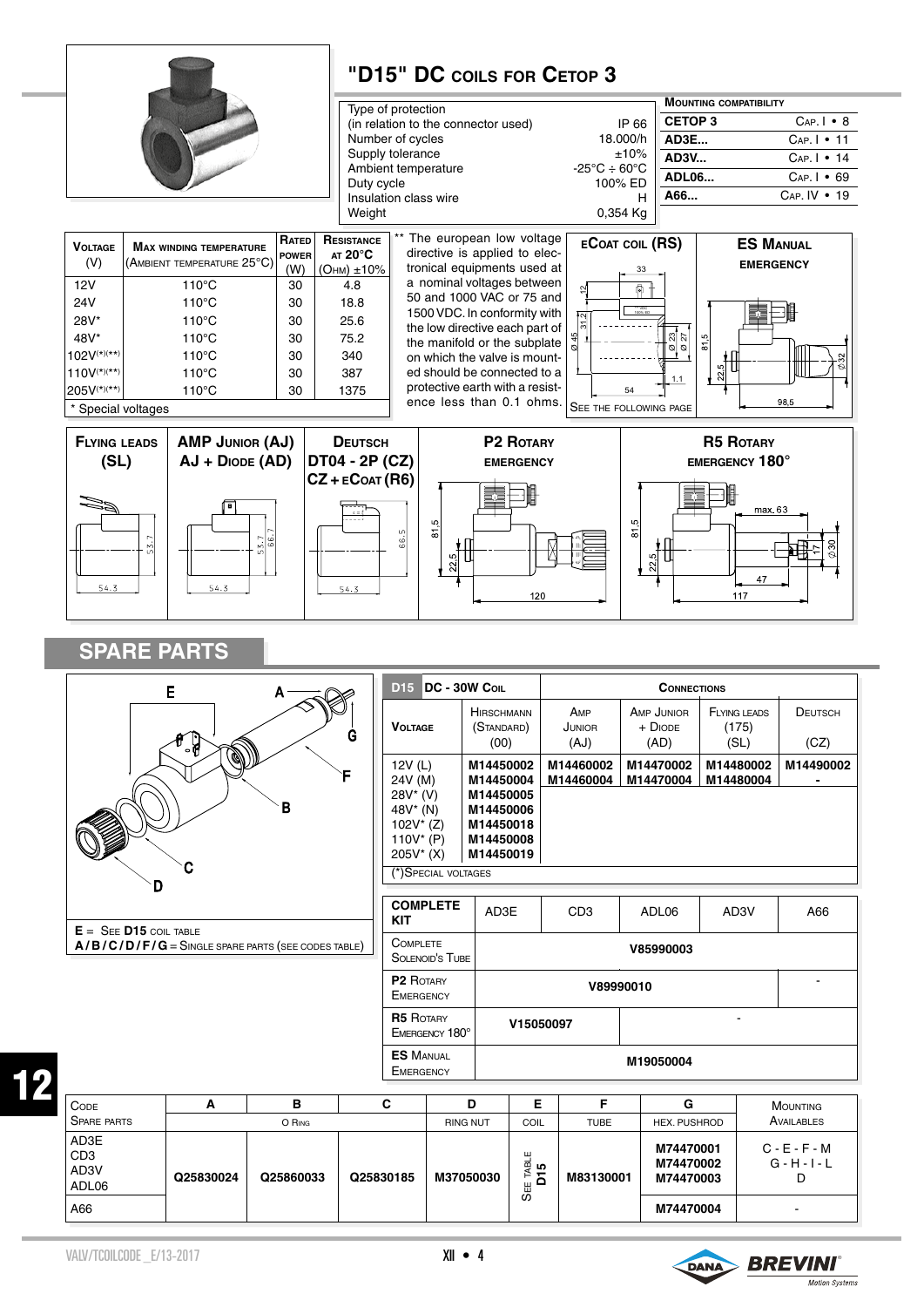# "D15" DC coils for Cetop 3

| | |
|---|---|
| Type of protection (in relation to the connector used) | IP 66 |
| Number of cycles | 18.000/h |
| Supply tolerance | ±10% |
| Ambient temperature | -25°C ÷ 60°C |
| Duty cycle | 100% ED |
| Insulation class wire | H |
| Weight | 0,354 Kg |

| Mounting compatibility | |
|---|---|
| CETOP 3 | Cap. I • 8 |
| AD3E... | Cap. I • 11 |
| AD3V... | Cap. I • 14 |
| ADL06... | Cap. I • 69 |
| A66... | Cap. IV • 19 |

| Voltage (V) | Max winding temperature (Ambient temperature 25°C) | Rated power (W) | Resistance at 20°C (Ohm) ±10% |
|---|---|---|---|
| 12V | 110°C | 30 | 4.8 |
| 24V | 110°C | 30 | 18.8 |
| 28V* | 110°C | 30 | 25.6 |
| 48V* | 110°C | 30 | 75.2 |
| 102V(*)(**) | 110°C | 30 | 340 |
| 110V(*)(**) | 110°C | 30 | 387 |
| 205V(*)(**) | 110°C | 30 | 1375 |

\* Special voltages

** The european low voltage directive is applied to electronical equipments used at a nominal voltages between 50 and 1000 VAC or 75 and 1500 VDC. In conformity with the low directive each part of the manifold or the subplate on which the valve is mounted should be connected to a protective earth with a resistence less than 0.1 ohms.

**eCoat coil (RS)** — See the following page

**ES Manual Emergency**

**Flying leads (SL)**

**AMP Junior (AJ) AJ + Diode (AD)**

**Deutsch DT04 - 2P (CZ) CZ + eCoat (R6)**

**P2 Rotary emergency**

**R5 Rotary emergency 180°**

## SPARE PARTS

E = See **D15** coil table
**A / B / C / D / F / G** = Single spare parts (see codes table)

| Voltage | Hirschmann (Standard) (00) | Amp Junior (AJ) | Amp Junior + Diode (AD) | Flying leads (175) (SL) | Deutsch (CZ) |
|---|---|---|---|---|---|
| 12V (L) | M14450002 | M14460002 | M14470002 | M14480002 | M14490002 |
| 24V (M) | M14450004 | M14460004 | M14470004 | M14480004 | - |
| 28V* (V) | M14450005 | | | | |
| 48V* (N) | M14450006 | | | | |
| 102V* (Z) | M14450018 | | | | |
| 110V* (P) | M14450008 | | | | |
| 205V* (X) | M14450019 | | | | |

D15 DC - 30W Coil — Connections. (*)Special voltages

| Complete kit | AD3E | CD3 | ADL06 | AD3V | A66 |
|---|---|---|---|---|---|
| Complete Solenoid's Tube | V85990003 | | | | |
| P2 Rotary Emergency | V89990010 | | | | - |
| R5 Rotary Emergency 180° | V15050097 | | - | | |
| ES Manual Emergency | M19050004 | | | | |

| Code Spare parts | A | B | C | D | E | F | G | Mounting Availables |
|---|---|---|---|---|---|---|---|---|
| | | O Ring | | Ring nut | Coil | Tube | Hex. pushrod | |
| AD3E CD3 AD3V ADL06 | Q25830024 | Q25860033 | Q25830185 | M37050030 | See table D15 | M83130001 | M74470001 M74470002 M74470003 | C - E - F - M G - H - I - L D |
| A66 | | | | | | | M74470004 | - |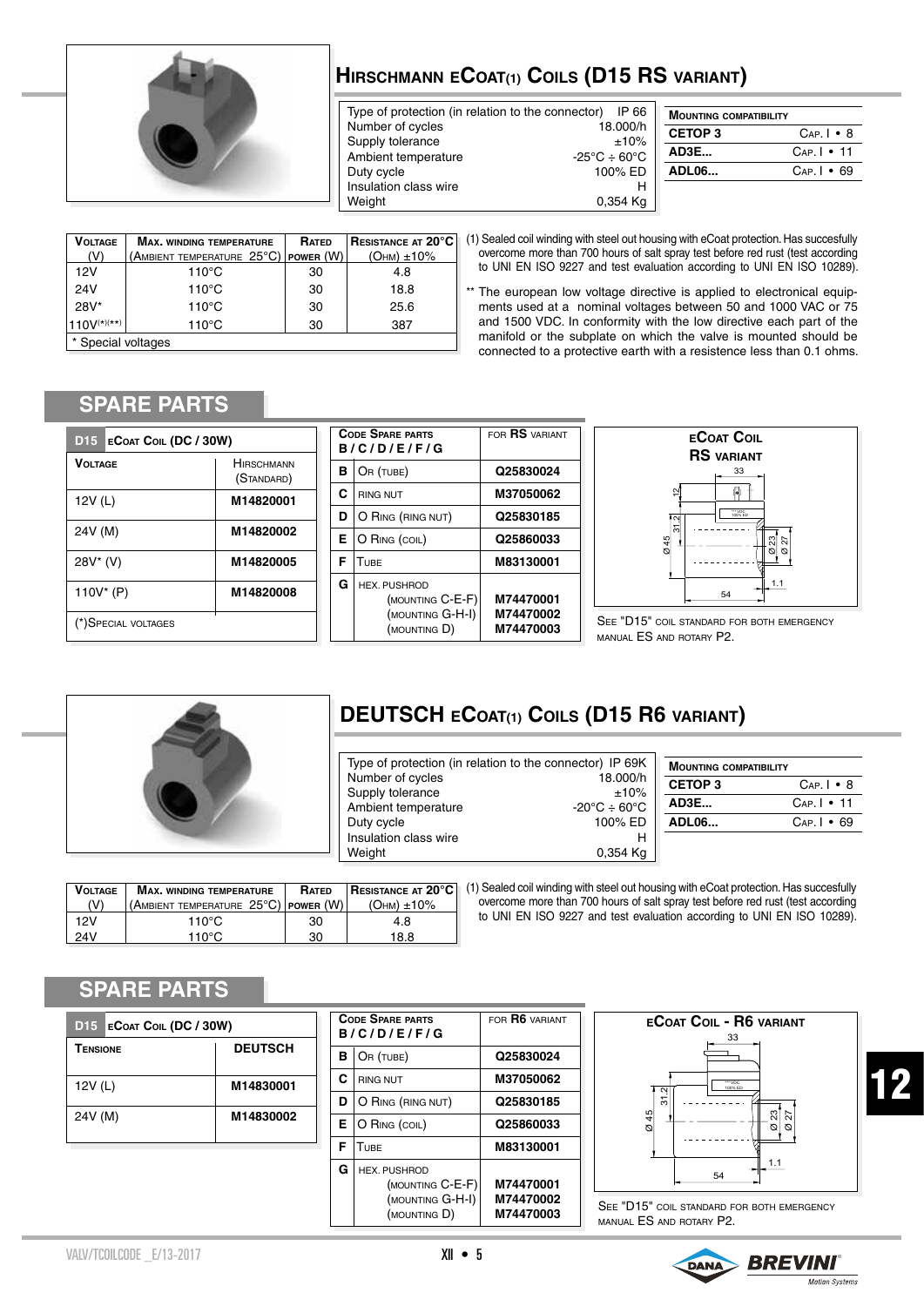# HIRSCHMANN eCOAT(1) COILS (D15 RS VARIANT)

| | |
|---|---|
| Type of protection (in relation to the connector) | IP 66 |
| Number of cycles | 18.000/h |
| Supply tolerance | ±10% |
| Ambient temperature | -25°C ÷ 60°C |
| Duty cycle | 100% ED |
| Insulation class wire | H |
| Weight | 0,354 Kg |

| MOUNTING COMPATIBILITY | |
|---|---|
| **CETOP 3** | CAP. I • 8 |
| **AD3E...** | CAP. I • 11 |
| **ADL06...** | CAP. I • 69 |

| VOLTAGE (V) | MAX. WINDING TEMPERATURE (AMBIENT TEMPERATURE 25°C) | RATED POWER (W) | RESISTANCE AT 20°C (OHM) ±10% |
|---|---|---|---|
| 12V | 110°C | 30 | 4.8 |
| 24V | 110°C | 30 | 18.8 |
| 28V* | 110°C | 30 | 25.6 |
| 110V(*)(**) | 110°C | 30 | 387 |

\* Special voltages

(1) Sealed coil winding with steel out housing with eCoat protection. Has succesfully overcome more than 700 hours of salt spray test before red rust (test according to UNI EN ISO 9227 and test evaluation according to UNI EN ISO 10289).

\*\* The european low voltage directive is applied to electronical equipments used at a nominal voltages between 50 and 1000 VAC or 75 and 1500 VDC. In conformity with the low directive each part of the manifold or the subplate on which the valve is mounted should be connected to a protective earth with a resistence less than 0.1 ohms.

## SPARE PARTS

| D15 eCOAT COIL (DC / 30W) | |
|---|---|
| **VOLTAGE** | HIRSCHMANN (STANDARD) |
| 12V (L) | **M14820001** |
| 24V (M) | **M14820002** |
| 28V* (V) | **M14820005** |
| 110V* (P) | **M14820008** |
| (*)SPECIAL VOLTAGES | |

| CODE SPARE PARTS B / C / D / E / F / G | | FOR RS VARIANT |
|---|---|---|
| **B** | OR (TUBE) | **Q25830024** |
| **C** | RING NUT | **M37050062** |
| **D** | O RING (RING NUT) | **Q25830185** |
| **E** | O RING (COIL) | **Q25860033** |
| **F** | TUBE | **M83130001** |
| **G** | HEX. PUSHROD (MOUNTING C-E-F) (MOUNTING G-H-I) (MOUNTING D) | **M74470001** **M74470002** **M74470003** |

eCOAT COIL RS VARIANT

SEE "D15" COIL STANDARD FOR BOTH EMERGENCY MANUAL ES AND ROTARY P2.

# DEUTSCH eCOAT(1) COILS (D15 R6 VARIANT)

| | |
|---|---|
| Type of protection (in relation to the connector) | IP 69K |
| Number of cycles | 18.000/h |
| Supply tolerance | ±10% |
| Ambient temperature | -20°C ÷ 60°C |
| Duty cycle | 100% ED |
| Insulation class wire | H |
| Weight | 0,354 Kg |

| MOUNTING COMPATIBILITY | |
|---|---|
| **CETOP 3** | CAP. I • 8 |
| **AD3E...** | CAP. I • 11 |
| **ADL06...** | CAP. I • 69 |

| VOLTAGE (V) | MAX. WINDING TEMPERATURE (AMBIENT TEMPERATURE 25°C) | RATED POWER (W) | RESISTANCE AT 20°C (OHM) ±10% |
|---|---|---|---|
| 12V | 110°C | 30 | 4.8 |
| 24V | 110°C | 30 | 18.8 |

(1) Sealed coil winding with steel out housing with eCoat protection. Has succesfully overcome more than 700 hours of salt spray test before red rust (test according to UNI EN ISO 9227 and test evaluation according to UNI EN ISO 10289).

## SPARE PARTS

| D15 eCOAT COIL (DC / 30W) | |
|---|---|
| **TENSIONE** | **DEUTSCH** |
| 12V (L) | **M14830001** |
| 24V (M) | **M14830002** |

| CODE SPARE PARTS B / C / D / E / F / G | | FOR R6 VARIANT |
|---|---|---|
| **B** | OR (TUBE) | **Q25830024** |
| **C** | RING NUT | **M37050062** |
| **D** | O RING (RING NUT) | **Q25830185** |
| **E** | O RING (COIL) | **Q25860033** |
| **F** | TUBE | **M83130001** |
| **G** | HEX. PUSHROD (MOUNTING C-E-F) (MOUNTING G-H-I) (MOUNTING D) | **M74470001** **M74470002** **M74470003** |

eCOAT COIL - R6 VARIANT

SEE "D15" COIL STANDARD FOR BOTH EMERGENCY MANUAL ES AND ROTARY P2.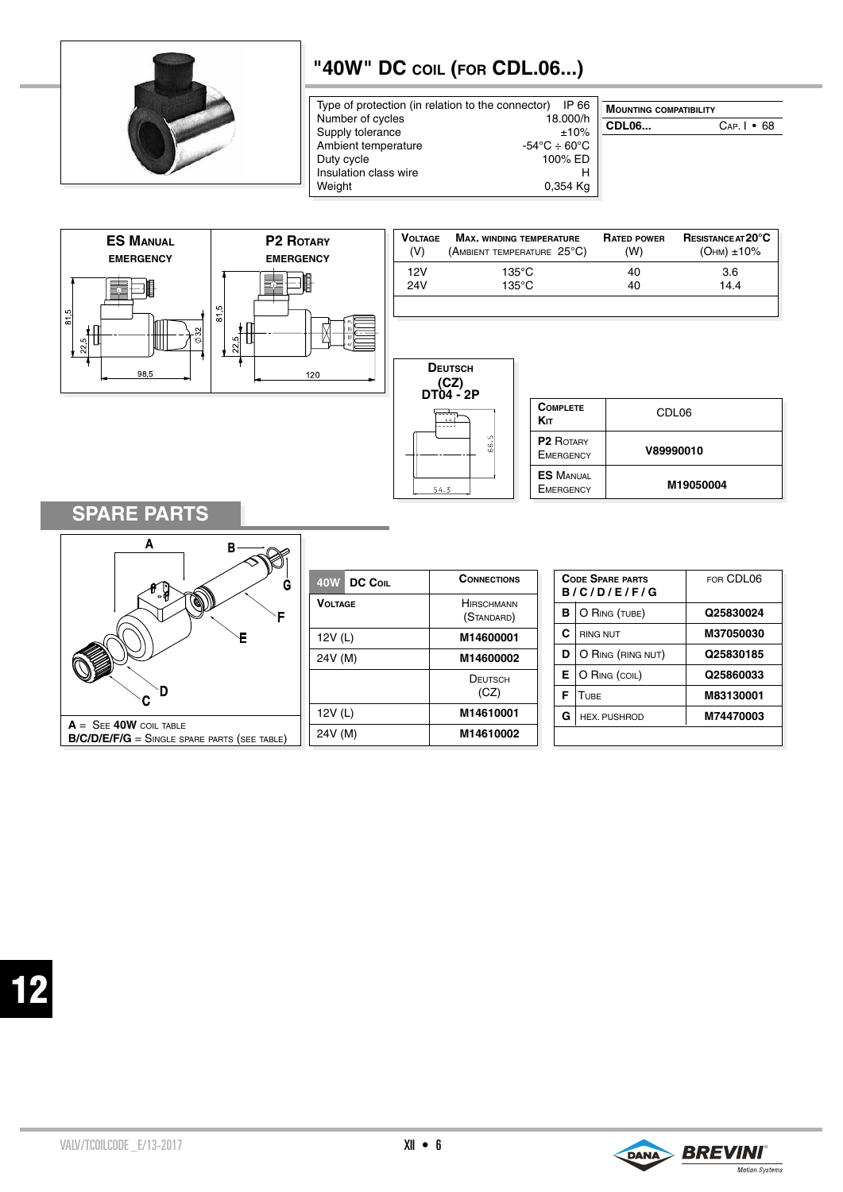# "40W" DC COIL (FOR CDL.06...)

| Type of protection (in relation to the connector) | IP 66 |
|---|---|
| Number of cycles | 18.000/h |
| Supply tolerance | ±10% |
| Ambient temperature | -54°C ÷ 60°C |
| Duty cycle | 100% ED |
| Insulation class wire | H |
| Weight | 0,354 Kg |

| MOUNTING COMPATIBILITY | |
|---|---|
| CDL06... | CAP. I • 68 |

**ES MANUAL EMERGENCY** — 81,5 — 22,5 — Ø32 — 98,5

**P2 ROTARY EMERGENCY** — 81,5 — 22,5 — 120

| VOLTAGE (V) | MAX. WINDING TEMPERATURE (AMBIENT TEMPERATURE 25°C) | RATED POWER (W) | RESISTANCE AT 20°C (OHM) ±10% |
|---|---|---|---|
| 12V | 135°C | 40 | 3.6 |
| 24V | 135°C | 40 | 14.4 |

**DEUTSCH (CZ) DT04 - 2P** — 66.5 — 54.3

| COMPLETE KIT | CDL06 |
|---|---|
| P2 ROTARY EMERGENCY | V89990010 |
| ES MANUAL EMERGENCY | M19050004 |

## SPARE PARTS

**A** = SEE **40W** COIL TABLE
**B/C/D/E/F/G** = SINGLE SPARE PARTS (SEE TABLE)

| 40W DC COIL | CONNECTIONS |
|---|---|
| VOLTAGE | HIRSCHMANN (STANDARD) |
| 12V (L) | M14600001 |
| 24V (M) | M14600002 |
| | DEUTSCH (CZ) |
| 12V (L) | M14610001 |
| 24V (M) | M14610002 |

| CODE SPARE PARTS B / C / D / E / F / G | | FOR CDL06 |
|---|---|---|
| B | O RING (TUBE) | Q25830024 |
| C | RING NUT | M37050030 |
| D | O RING (RING NUT) | Q25830185 |
| E | O RING (COIL) | Q25860033 |
| F | TUBE | M83130001 |
| G | HEX. PUSHROD | M74470003 |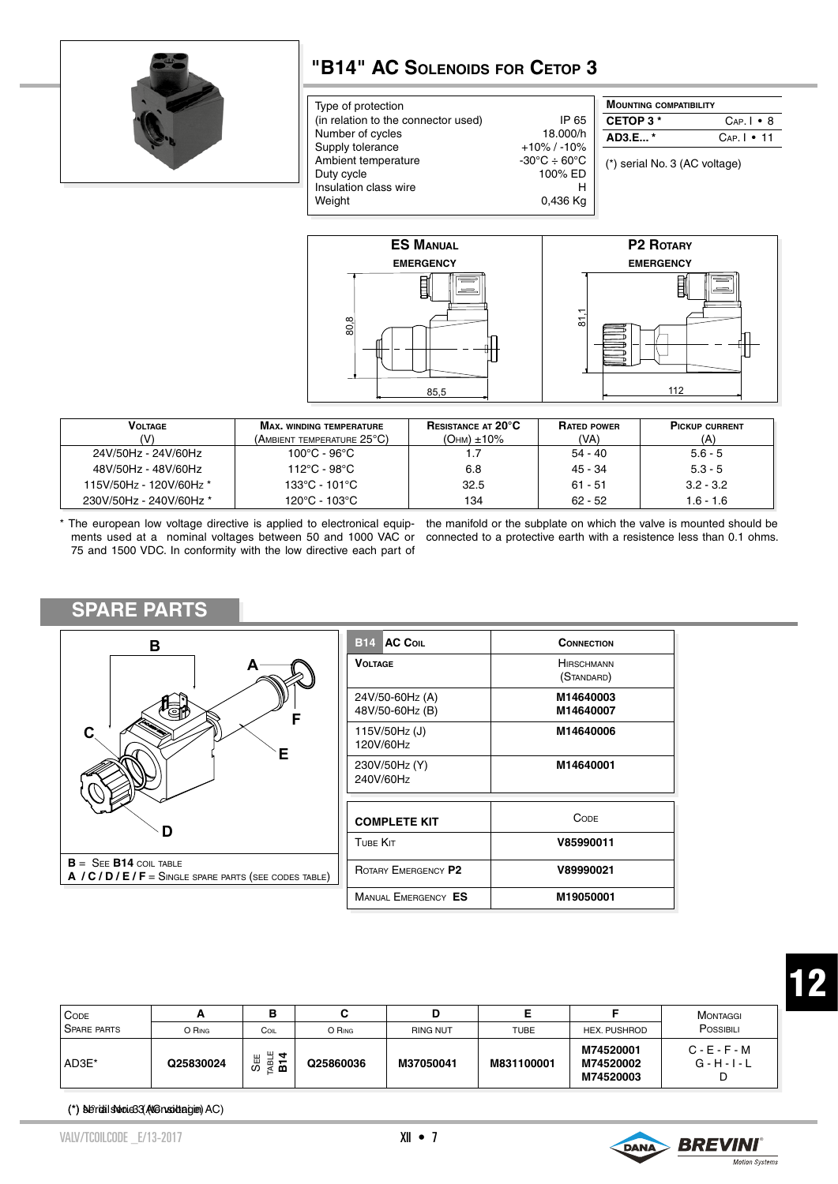# "B14" AC Solenoids for Cetop 3

| | |
|---|---|
| Type of protection (in relation to the connector used) | IP 65 |
| Number of cycles | 18.000/h |
| Supply tolerance | +10% / -10% |
| Ambient temperature | -30°C ÷ 60°C |
| Duty cycle | 100% ED |
| Insulation class wire | H |
| Weight | 0,436 Kg |

| Mounting compatibility | |
|---|---|
| CETOP 3 * | Cap. I • 8 |
| AD3.E... * | Cap. I • 11 |

(*) serial No. 3 (AC voltage)

**ES Manual EMERGENCY** — 80.8 — 85,5

**P2 Rotary EMERGENCY** — 81,1 — 112

| Voltage (V) | Max. winding temperature (Ambient temperature 25°C) | Resistance at 20°C (Ohm) ±10% | Rated power (VA) | Pickup current (A) |
|---|---|---|---|---|
| 24V/50Hz - 24V/60Hz | 100°C - 96°C | 1.7 | 54 - 40 | 5.6 - 5 |
| 48V/50Hz - 48V/60Hz | 112°C - 98°C | 6.8 | 45 - 34 | 5.3 - 5 |
| 115V/50Hz - 120V/60Hz * | 133°C - 101°C | 32.5 | 61 - 51 | 3.2 - 3.2 |
| 230V/50Hz - 240V/60Hz * | 120°C - 103°C | 134 | 62 - 52 | 1.6 - 1.6 |

* The european low voltage directive is applied to electronical equipments used at a nominal voltages between 50 and 1000 VAC or 75 and 1500 VDC. In conformity with the low directive each part of the manifold or the subplate on which the valve is mounted should be connected to a protective earth with a resistence less than 0.1 ohms.

## SPARE PARTS

**B** = See **B14** coil table
**A / C / D / E / F** = Single spare parts (see codes table)

| B14 AC Coil | Connection |
|---|---|
| **Voltage** | Hirschmann (Standard) |
| 24V/50-60Hz (A)<br>48V/50-60Hz (B) | **M14640003**<br>**M14640007** |
| 115V/50Hz (J)<br>120V/60Hz | **M14640006** |
| 230V/50Hz (Y)<br>240V/60Hz | **M14640001** |

| **COMPLETE KIT** | Code |
|---|---|
| Tube Kit | **V85990011** |
| Rotary Emergency **P2** | **V89990021** |
| Manual Emergency **ES** | **M19050001** |

| Code Spare parts | A O Ring | B Coil | C O Ring | D Ring nut | E Tube | F Hex. pushrod | Montaggi Possibili |
|---|---|---|---|---|---|---|---|
| AD3E* | **Q25830024** | See table **B14** | **Q25860036** | **M37050041** | **M831100001** | **M74520001**<br>**M74520002**<br>**M74520003** | C - E - F - M<br>G - H - I - L<br>D |

(*) serial No. 3 (AC voltage)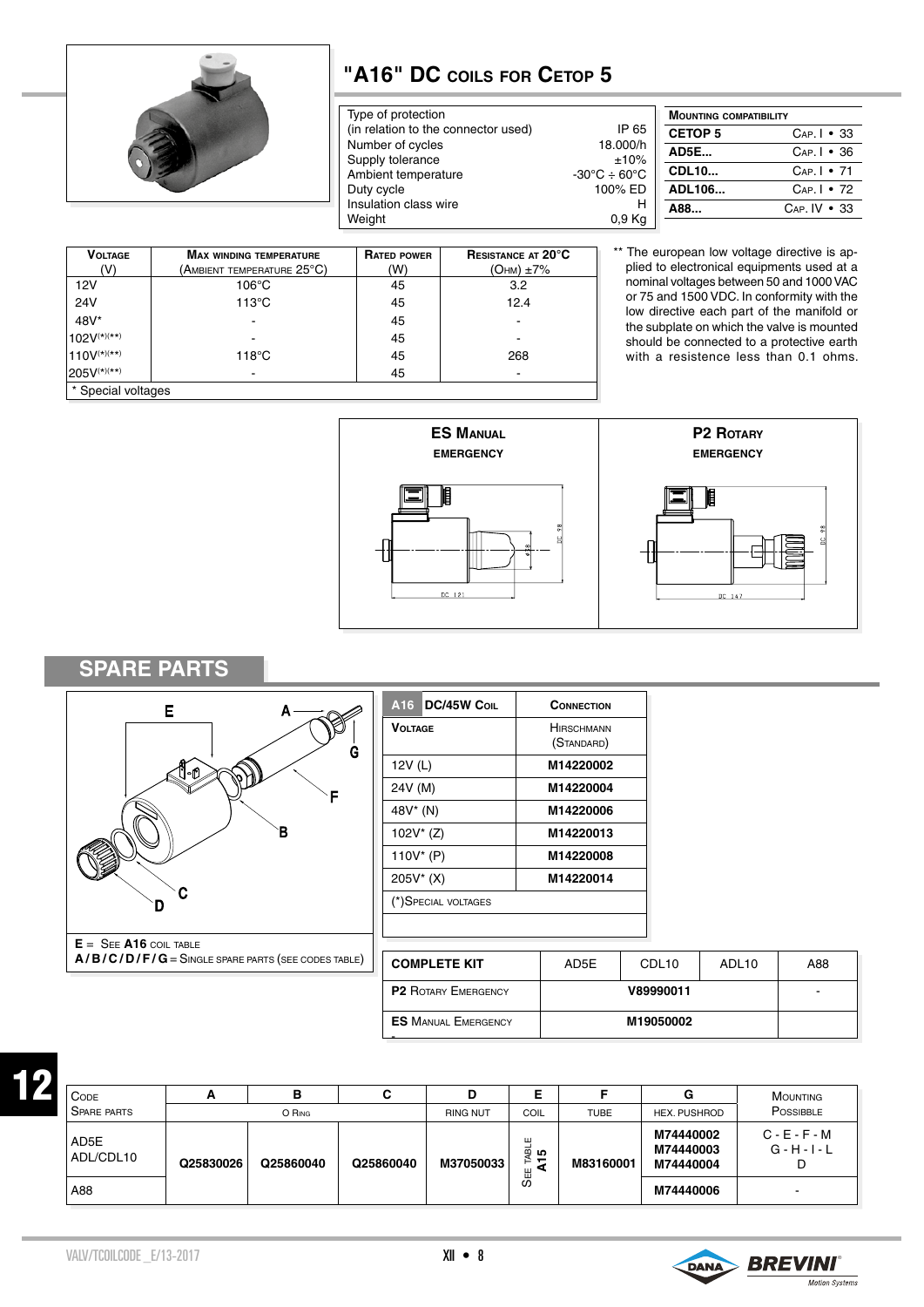# "A16" DC COILS FOR CETOP 5

| Type of protection | |
|---|---|
| (in relation to the connector used) | IP 65 |
| Number of cycles | 18.000/h |
| Supply tolerance | ±10% |
| Ambient temperature | -30°C ÷ 60°C |
| Duty cycle | 100% ED |
| Insulation class wire | H |
| Weight | 0,9 Kg |

| MOUNTING COMPATIBILITY | |
|---|---|
| CETOP 5 | CAP. I • 33 |
| AD5E... | CAP. I • 36 |
| CDL10... | CAP. I • 71 |
| ADL106... | CAP. I • 72 |
| A88... | CAP. IV • 33 |

| VOLTAGE (V) | MAX WINDING TEMPERATURE (AMBIENT TEMPERATURE 25°C) | RATED POWER (W) | RESISTANCE AT 20°C (OHM) ±7% |
|---|---|---|---|
| 12V | 106°C | 45 | 3.2 |
| 24V | 113°C | 45 | 12.4 |
| 48V* | - | 45 | - |
| 102V(*)(**) | - | 45 | - |
| 110V(*)(**) | 118°C | 45 | 268 |
| 205V(*)(**) | - | 45 | - |

\* Special voltages

** The european low voltage directive is applied to electronical equipments used at a nominal voltages between 50 and 1000 VAC or 75 and 1500 VDC. In conformity with the low directive each part of the manifold or the subplate on which the valve is mounted should be connected to a protective earth with a resistence less than 0.1 ohms.

**ES MANUAL EMERGENCY**

**P2 ROTARY EMERGENCY**

## SPARE PARTS

E = SEE A16 COIL TABLE
A / B / C / D / F / G = SINGLE SPARE PARTS (SEE CODES TABLE)

| A16 DC/45W COIL VOLTAGE | CONNECTION HIRSCHMANN (STANDARD) |
|---|---|
| 12V (L) | M14220002 |
| 24V (M) | M14220004 |
| 48V* (N) | M14220006 |
| 102V* (Z) | M14220013 |
| 110V* (P) | M14220008 |
| 205V* (X) | M14220014 |
| (*)SPECIAL VOLTAGES | |

| COMPLETE KIT | AD5E | CDL10 | ADL10 | A88 |
|---|---|---|---|---|
| P2 ROTARY EMERGENCY | V89990011 | | | - |
| ES MANUAL EMERGENCY | M19050002 | | | |

| CODE SPARE PARTS | A | B | C | D | E | F | G | MOUNTING POSSIBLE |
|---|---|---|---|---|---|---|---|---|
| | O RING | | | RING NUT | COIL | TUBE | HEX. PUSHROD | |
| AD5E ADL/CDL10 | Q25830026 | Q25860040 | Q25860040 | M37050033 | SEE TABLE A15 | M83160001 | M74440002 M74440003 M74440004 | C - E - F - M G - H - I - L D |
| A88 | | | | | | | M74440006 | - |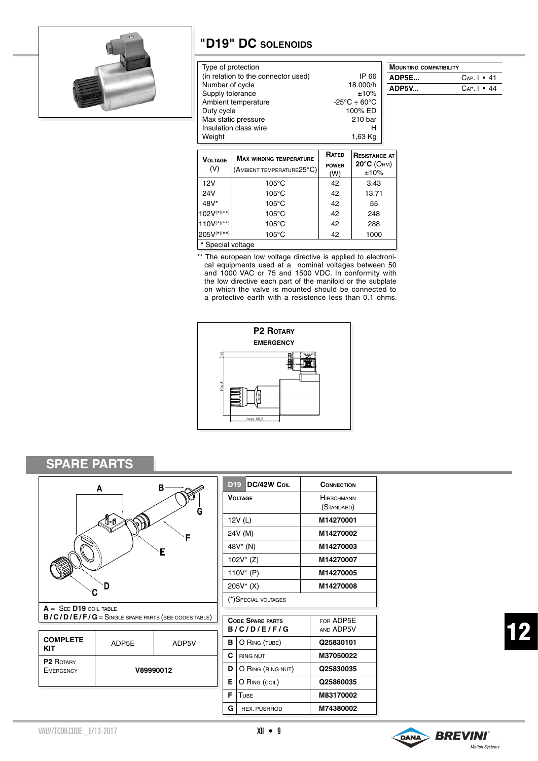# "D19" DC SOLENOIDS

| | |
|---|---|
| Type of protection (in relation to the connector used) | IP 66 |
| Number of cycle | 18.000/h |
| Supply tolerance | ±10% |
| Ambient temperature | -25°C ÷ 60°C |
| Duty cycle | 100% ED |
| Max static pressure | 210 bar |
| Insulation class wire | H |
| Weight | 1,63 Kg |

| MOUNTING COMPATIBILITY | |
|---|---|
| **ADP5E...** | CAP. I • 41 |
| **ADP5V...** | CAP. I • 44 |

| VOLTAGE (V) | MAX WINDING TEMPERATURE (AMBIENT TEMPERATURE25°C) | RATED POWER (W) | RESISTANCE AT 20°C (OHM) ±10% |
|---|---|---|---|
| 12V | 105°C | 42 | 3.43 |
| 24V | 105°C | 42 | 13.71 |
| 48V* | 105°C | 42 | 55 |
| 102V(*)(**) | 105°C | 42 | 248 |
| 110V(*)(**) | 105°C | 42 | 288 |
| 205V(*)(**) | 105°C | 42 | 1000 |

\* Special voltage

** The european low voltage directive is applied to electronical equipments used at a nominal voltages between 50 and 1000 VAC or 75 and 1500 VDC. In conformity with the low directive each part of the manifold or the subplate on which the valve is mounted should be connected to a protective earth with a resistence less than 0.1 ohms.

**P2 ROTARY EMERGENCY**

12 | 104.5 | max. 88.5

## SPARE PARTS

A B G F E D C

**A** = SEE **D19** COIL TABLE
**B / C / D / E / F / G** = SINGLE SPARE PARTS (SEE CODES TABLE)

| **COMPLETE KIT** | ADP5E | ADP5V |
|---|---|---|
| **P2** ROTARY EMERGENCY | **V89990012** | |

| D19 DC/42W COIL | CONNECTION |
|---|---|
| **VOLTAGE** | HIRSCHMANN (STANDARD) |
| 12V (L) | **M14270001** |
| 24V (M) | **M14270002** |
| 48V* (N) | **M14270003** |
| 102V* (Z) | **M14270007** |
| 110V* (P) | **M14270005** |
| 205V* (X) | **M14270008** |

(*)SPECIAL VOLTAGES

| CODE SPARE PARTS B / C / D / E / F / G | | FOR ADP5E AND ADP5V |
|---|---|---|
| **B** | O RING (TUBE) | **Q25830101** |
| **C** | RING NUT | **M37050022** |
| **D** | O RING (RING NUT) | **Q25830035** |
| **E** | O RING (COIL) | **Q25860035** |
| **F** | TUBE | **M83170002** |
| **G** | HEX. PUSHROD | **M74380002** |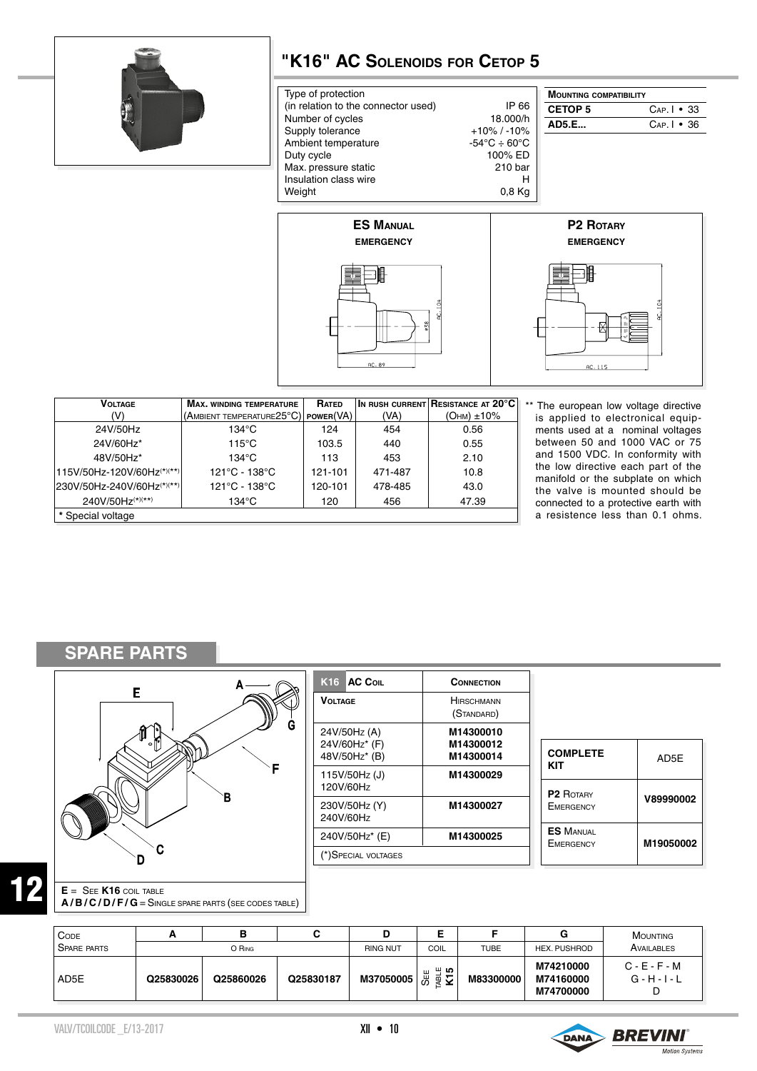# "K16" AC Solenoids for Cetop 5

| | |
|---|---|
| Type of protection (in relation to the connector used) | IP 66 |
| Number of cycles | 18.000/h |
| Supply tolerance | +10% / -10% |
| Ambient temperature | -54°C ÷ 60°C |
| Duty cycle | 100% ED |
| Max. pressure static | 210 bar |
| Insulation class wire | H |
| Weight | 0,8 Kg |

| Mounting compatibility | |
|---|---|
| **CETOP 5** | Cap. I • 33 |
| **AD5.E...** | Cap. I • 36 |

**ES Manual**
**EMERGENCY**

**P2 Rotary**
**EMERGENCY**

| Voltage (V) | Max. winding temperature (Ambient temperature 25°C) | Rated power (VA) | In rush current (VA) | Resistance at 20°C (Ohm) ±10% |
|---|---|---|---|---|
| 24V/50Hz | 134°C | 124 | 454 | 0.56 |
| 24V/60Hz* | 115°C | 103.5 | 440 | 0.55 |
| 48V/50Hz* | 134°C | 113 | 453 | 2.10 |
| 115V/50Hz-120V/60Hz(*)(**) | 121°C - 138°C | 121-101 | 471-487 | 10.8 |
| 230V/50Hz-240V/60Hz(*)(**) | 121°C - 138°C | 120-101 | 478-485 | 43.0 |
| 240V/50Hz(*)(**) | 134°C | 120 | 456 | 47.39 |

* Special voltage

** The european low voltage directive is applied to electronical equipments used at a nominal voltages between 50 and 1000 VAC or 75 and 1500 VDC. In conformity with the low directive each part of the manifold or the subplate on which the valve is mounted should be connected to a protective earth with a resistence less than 0.1 ohms.

## SPARE PARTS

**E** = See **K16** coil table
**A / B / C / D / F / G** = Single spare parts (see codes table)

| K16 AC Coil Voltage | Connection Hirschmann (Standard) |
|---|---|
| 24V/50Hz (A) | M14300010 |
| 24V/60Hz* (F) | M14300012 |
| 48V/50Hz* (B) | M14300014 |
| 115V/50Hz (J) 120V/60Hz | M14300029 |
| 230V/50Hz (Y) 240V/60Hz | M14300027 |
| 240V/50Hz* (E) | M14300025 |
| (*)Special voltages | |

| COMPLETE KIT | AD5E |
|---|---|
| **P2** Rotary Emergency | **V89990002** |
| **ES** Manual Emergency | **M19050002** |

| Code Spare parts | A | B | C | D | E | F | G | Mounting Availables |
|---|---|---|---|---|---|---|---|---|
| | O Ring | | | Ring nut | Coil | Tube | Hex. pushrod | |
| AD5E | **Q25830026** | **Q25860026** | **Q25830187** | **M37050005** | See table **K15** | **M83300000** | **M74210000** **M74160000** **M74700000** | C - E - F - M G - H - I - L D |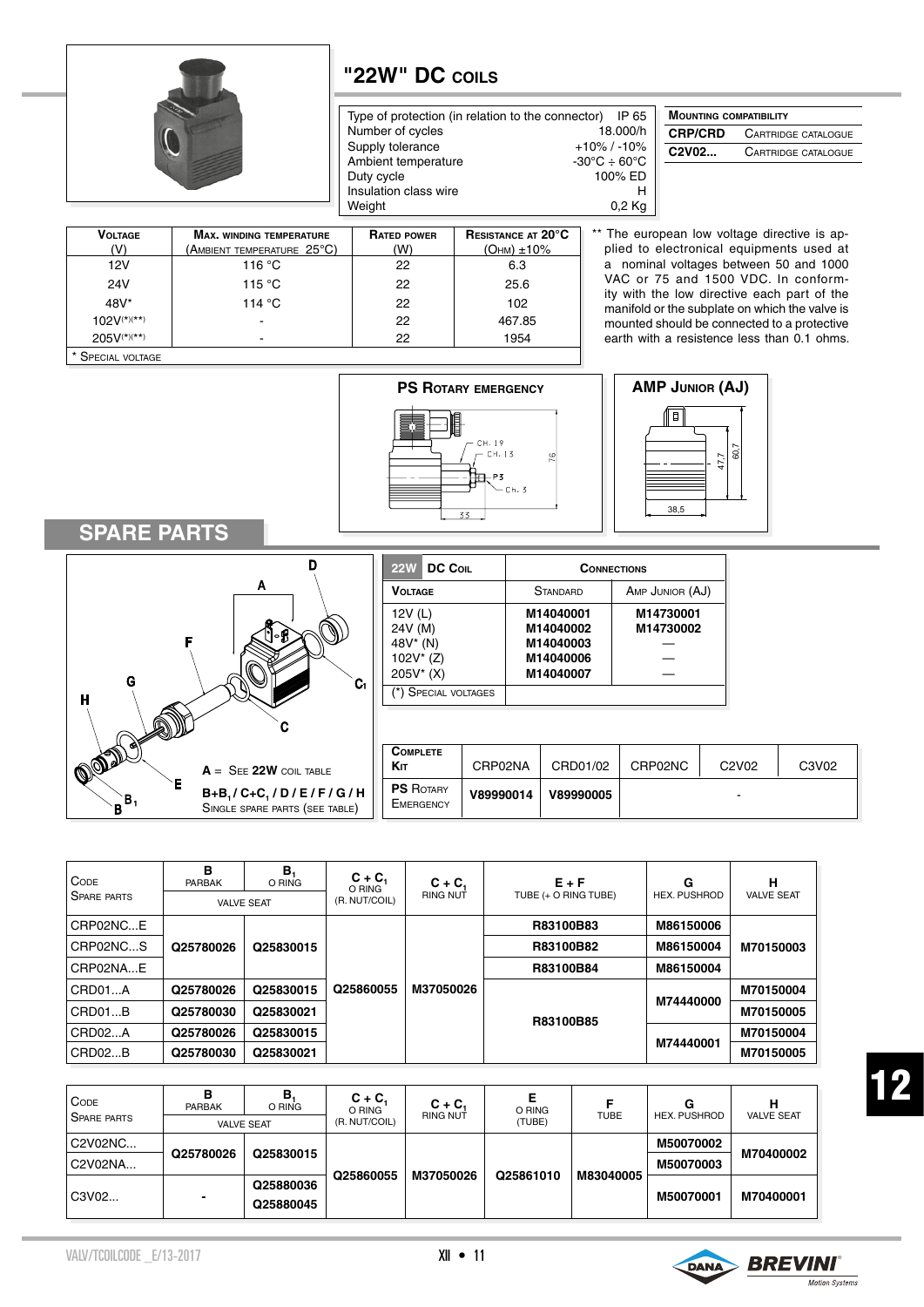# "22W" DC coils

| | |
|---|---|
| Type of protection (in relation to the connector) | IP 65 |
| Number of cycles | 18.000/h |
| Supply tolerance | +10% / -10% |
| Ambient temperature | -30°C ÷ 60°C |
| Duty cycle | 100% ED |
| Insulation class wire | H |
| Weight | 0,2 Kg |

| Mounting compatibility | |
|---|---|
| **CRP/CRD** | Cartridge catalogue |
| **C2V02...** | Cartridge catalogue |

| Voltage (V) | Max. winding temperature (Ambient temperature 25°C) | Rated power (W) | Resistance at 20°C (Ohm) ±10% |
|---|---|---|---|
| 12V | 116 °C | 22 | 6.3 |
| 24V | 115 °C | 22 | 25.6 |
| 48V* | 114 °C | 22 | 102 |
| 102V(*)(**) | - | 22 | 467.85 |
| 205V(*)(**) | - | 22 | 1954 |

\* Special voltage

** The european low voltage directive is applied to electronical equipments used at a nominal voltages between 50 and 1000 VAC or 75 and 1500 VDC. In conformity with the low directive each part of the manifold or the subplate on which the valve is mounted should be connected to a protective earth with a resistence less than 0.1 ohms.

**PS Rotary emergency**

**AMP Junior (AJ)**

## SPARE PARTS

A = See **22W** coil table

**B+B₁ / C+C₁ / D / E / F / G / H**
Single spare parts (see table)

| 22W DC Coil Voltage | Connections Standard | Amp Junior (AJ) |
|---|---|---|
| 12V (L) | M14040001 | M14730001 |
| 24V (M) | M14040002 | M14730002 |
| 48V* (N) | M14040003 | — |
| 102V* (Z) | M14040006 | — |
| 205V* (X) | M14040007 | — |

(*) Special voltages

| Complete Kit | CRP02NA | CRD01/02 | CRP02NC | C2V02 | C3V02 |
|---|---|---|---|---|---|
| PS Rotary Emergency | **V89990014** | **V89990005** | - | | |

| Code Spare parts | B Parbak (valve seat) | $B_1$ O ring (valve seat) | $C + C_1$ O ring (R. nut/coil) | $C + C_1$ Ring nut | E + F Tube (+ O ring tube) | G Hex. pushrod | H Valve seat |
|---|---|---|---|---|---|---|---|
| CRP02NC...E | **Q25780026** | **Q25830015** | **Q25860055** | **M37050026** | **R83100B83** | **M86150006** | **M70150003** |
| CRP02NC...S | | | | | **R83100B82** | **M86150004** | |
| CRP02NA...E | | | | | **R83100B84** | **M86150004** | |
| CRD01...A | **Q25780026** | **Q25830015** | | | **R83100B85** | **M74440000** | **M70150004** |
| CRD01...B | **Q25780030** | **Q25830021** | | | | | **M70150005** |
| CRD02...A | **Q25780026** | **Q25830015** | | | | **M74440001** | **M70150004** |
| CRD02...B | **Q25780030** | **Q25830021** | | | | | **M70150005** |

| Code Spare parts | B Parbak (valve seat) | $B_1$ O ring (valve seat) | $C + C_1$ O ring (R. nut/coil) | $C + C_1$ Ring nut | E O ring (tube) | F Tube | G Hex. pushrod | H Valve seat |
|---|---|---|---|---|---|---|---|---|
| C2V02NC... | **Q25780026** | **Q25830015** | **Q25860055** | **M37050026** | **Q25861010** | **M83040005** | **M50070002** | **M70400002** |
| C2V02NA... | | | | | | | **M50070003** | |
| C3V02... | **-** | **Q25880036** / **Q25880045** | | | | | **M50070001** | **M70400001** |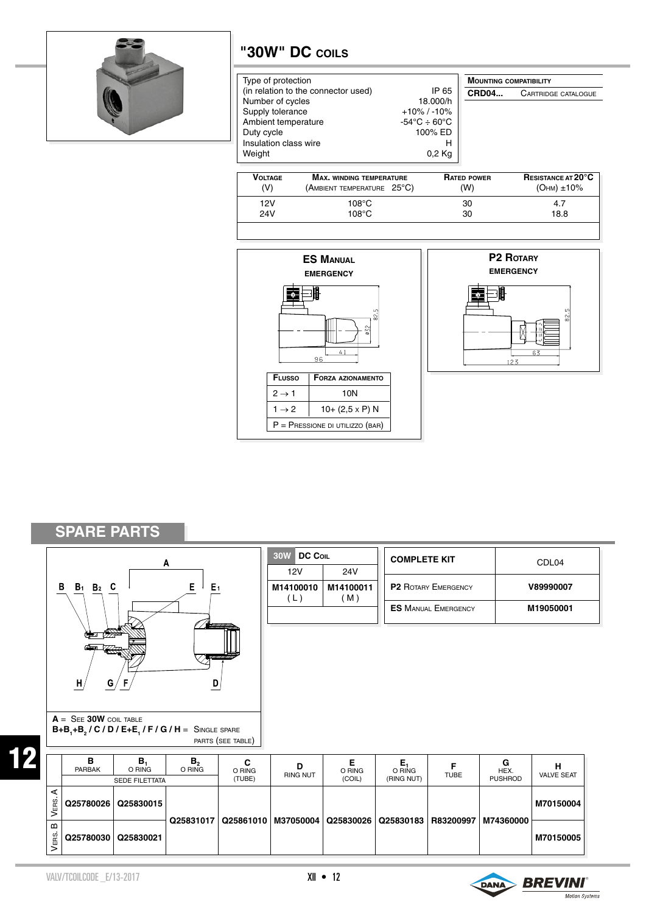# "30W" DC COILS

| | |
|---|---|
| Type of protection (in relation to the connector used) | IP 65 |
| Number of cycles | 18.000/h |
| Supply tolerance | +10% / -10% |
| Ambient temperature | -54°C ÷ 60°C |
| Duty cycle | 100% ED |
| Insulation class wire | H |
| Weight | 0,2 Kg |

| MOUNTING COMPATIBILITY | |
|---|---|
| CRD04... | CARTRIDGE CATALOGUE |

| VOLTAGE (V) | MAX. WINDING TEMPERATURE (AMBIENT TEMPERATURE 25°C) | RATED POWER (W) | RESISTANCE AT 20°C (OHM) ±10% |
|---|---|---|---|
| 12V | 108°C | 30 | 4.7 |
| 24V | 108°C | 30 | 18.8 |

## ES MANUAL EMERGENCY

82.5
ø32
41
96

| FLUSSO | FORZA AZIONAMENTO |
|---|---|
| 2 → 1 | 10N |
| 1 → 2 | 10+ (2,5 x P) N |
| P = PRESSIONE DI UTILIZZO (BAR) | |

## P2 ROTARY EMERGENCY

82.5
63
123

## SPARE PARTS

A B B1 B2 C E E1 H G F D

**A** = SEE **30W** COIL TABLE
**B+B1+B2 / C / D / E+E1 / F / G / H** = SINGLE SPARE PARTS (SEE TABLE)

| 30W DC COIL | |
|---|---|
| 12V | 24V |
| M14100010 (L) | M14100011 (M) |

| COMPLETE KIT | CDL04 |
|---|---|
| P2 ROTARY EMERGENCY | V89990007 |
| ES MANUAL EMERGENCY | M19050001 |

| | B PARBAK | B1 O RING | B2 O RING | C O RING (TUBE) | D RING NUT | E O RING (COIL) | E1 O RING (RING NUT) | F TUBE | G HEX. PUSHROD | H VALVE SEAT |
|---|---|---|---|---|---|---|---|---|---|---|
| | SEDE FILETTATA | | | | | | | | | |
| VERS. A | Q25780026 | Q25830015 | Q25831017 | Q25861010 | M37050004 | Q25830026 | Q25830183 | R83200997 | M74360000 | M70150004 |
| VERS. B | Q25780030 | Q25830021 | | | | | | | | M70150005 |